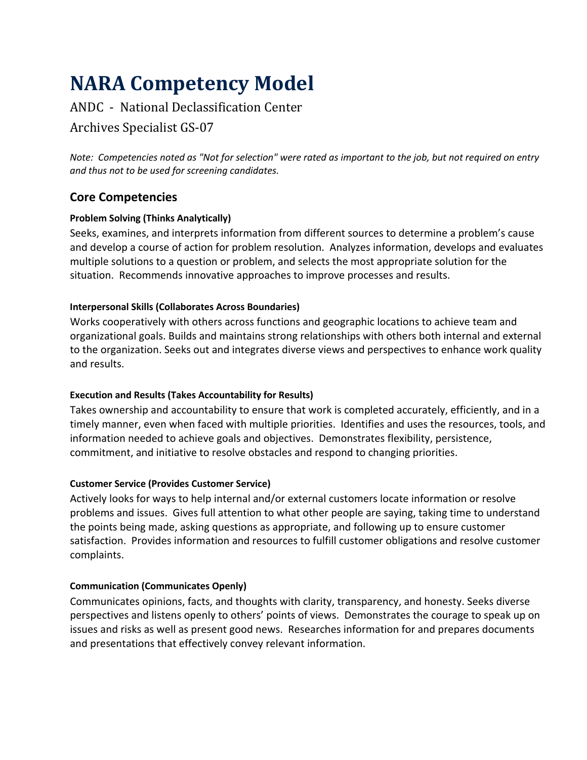# NARA Competency Model

ANDC - National Declassification Center

Archives Specialist GS-07

*Note: Competencies noted as "Not for selection" were rated as important to the job, but not required on entry and thus not to be used for screening candidates.*

## Core Competencies

#### Problem Solving (Thinks Analytically)

Seeks, examines, and interprets information from different sources to determine a problem's cause and develop a course of action for problem resolution. Analyzes information, develops and evaluates multiple solutions to a question or problem, and selects the most appropriate solution for the situation. Recommends innovative approaches to improve processes and results.

#### Interpersonal Skills (Collaborates Across Boundaries)

Works cooperatively with others across functions and geographic locations to achieve team and organizational goals. Builds and maintains strong relationships with others both internal and external to the organization. Seeks out and integrates diverse views and perspectives to enhance work quality and results.

#### Execution and Results (Takes Accountability for Results)

Takes ownership and accountability to ensure that work is completed accurately, efficiently, and in a timely manner, even when faced with multiple priorities. Identifies and uses the resources, tools, and information needed to achieve goals and objectives. Demonstrates flexibility, persistence, commitment, and initiative to resolve obstacles and respond to changing priorities.

#### Customer Service (Provides Customer Service)

Actively looks for ways to help internal and/or external customers locate information or resolve problems and issues. Gives full attention to what other people are saying, taking time to understand the points being made, asking questions as appropriate, and following up to ensure customer satisfaction. Provides information and resources to fulfill customer obligations and resolve customer complaints.

#### Communication (Communicates Openly)

Communicates opinions, facts, and thoughts with clarity, transparency, and honesty. Seeks diverse perspectives and listens openly to others' points of views. Demonstrates the courage to speak up on issues and risks as well as present good news. Researches information for and prepares documents and presentations that effectively convey relevant information.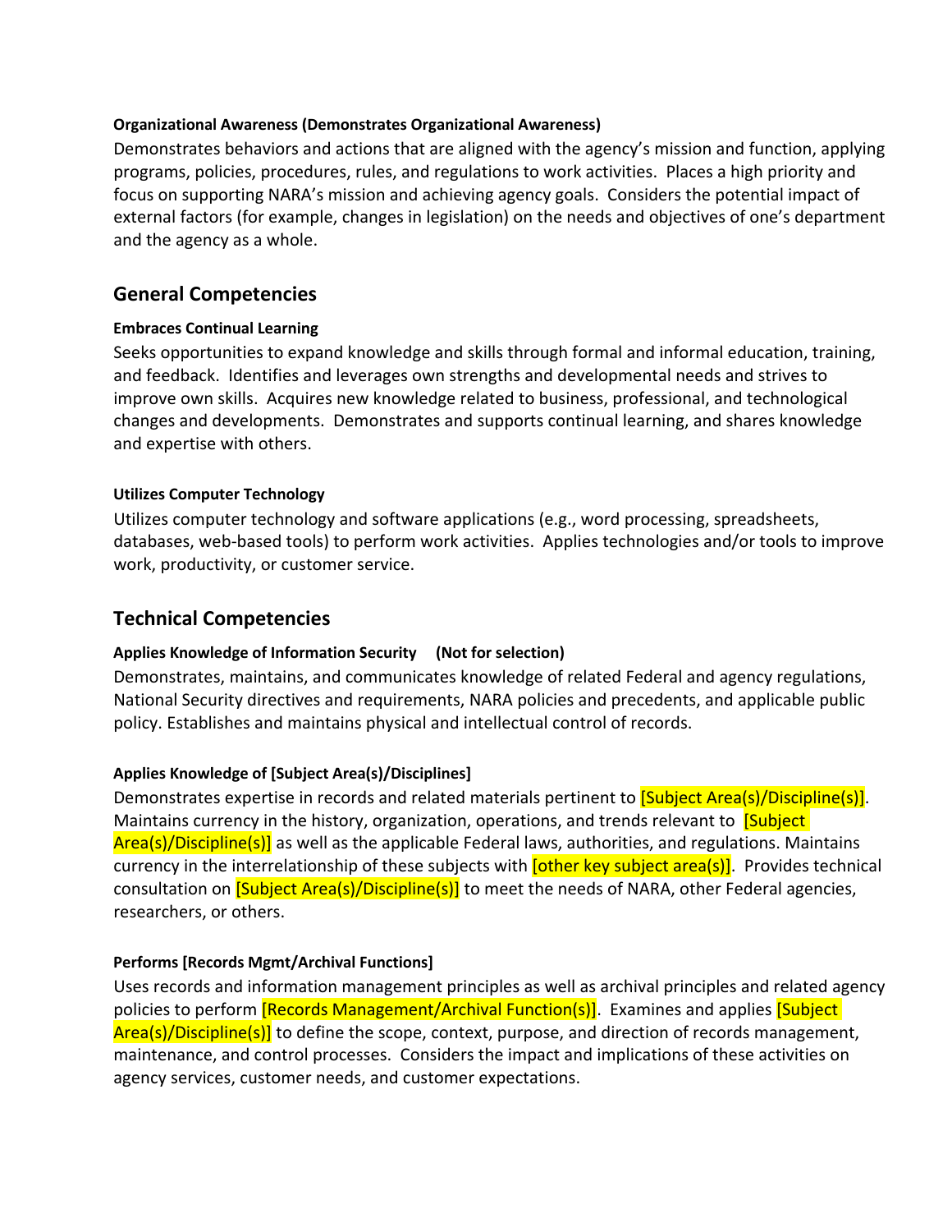**Organizational Awareness (Demonstrates Organizational Awareness)**

Demonstrates behaviors and actions that are aligned with the agency's mission and function, applying programs, policies, procedures, rules, and regulations to work activities. Places a high priority and focus on supporting NARA's mission and achieving agency goals. Considers the potential impact of external factors (for example, changes in legislation) on the needs and objectives of one's department and the agency as a whole.

## General Competencies

**Embraces Continual Learning**

Seeks opportunities to expand knowledge and skills through formal and informal education, training, and feedback. Identifies and leverages own strengths and developmental needs and strives to improve own skills. Acquires new knowledge related to business, professional, and technological changes and developments. Demonstrates and supports continual learning, and shares knowledge and expertise with others.

**Utilizes Computer Technology**

Utilizes computer technology and software applications (e.g., word processing, spreadsheets, databases, web-based tools) to perform work activities. Applies technologies and/or tools to improve work, productivity, or customer service.

## Technical Competencies

**Applies Knowledge of Information Security (Not for selection)**

Demonstrates, maintains, and communicates knowledge of related Federal and agency regulations, National Security directives and requirements, NARA policies and precedents, and applicable public policy. Establishes and maintains physical and intellectual control of records.

**Applies Knowledge of [Subject Area(s)/Disciplines]**

Demonstrates expertise in records and related materials pertinent to [Subject Area(s)/Discipline(s)]. Maintains currency in the history, organization, operations, and trends relevant to [Subject Area(s)/Discipline(s)] as well as the applicable Federal laws, authorities, and regulations. Maintains currency in the interrelationship of these subjects with [other key subject area(s)]. Provides technical consultation on [Subject Area(s)/Discipline(s)] to meet the needs of NARA, other Federal agencies, researchers, or others.

**Performs [Records Mgmt/Archival Functions]**

Uses records and information management principles as well as archival principles and related agency policies to perform [Records Management/Archival Function(s)]. Examines and applies [Subject Area(s)/Discipline(s)] to define the scope, context, purpose, and direction of records management, maintenance, and control processes. Considers the impact and implications of these activities on agency services, customer needs, and customer expectations.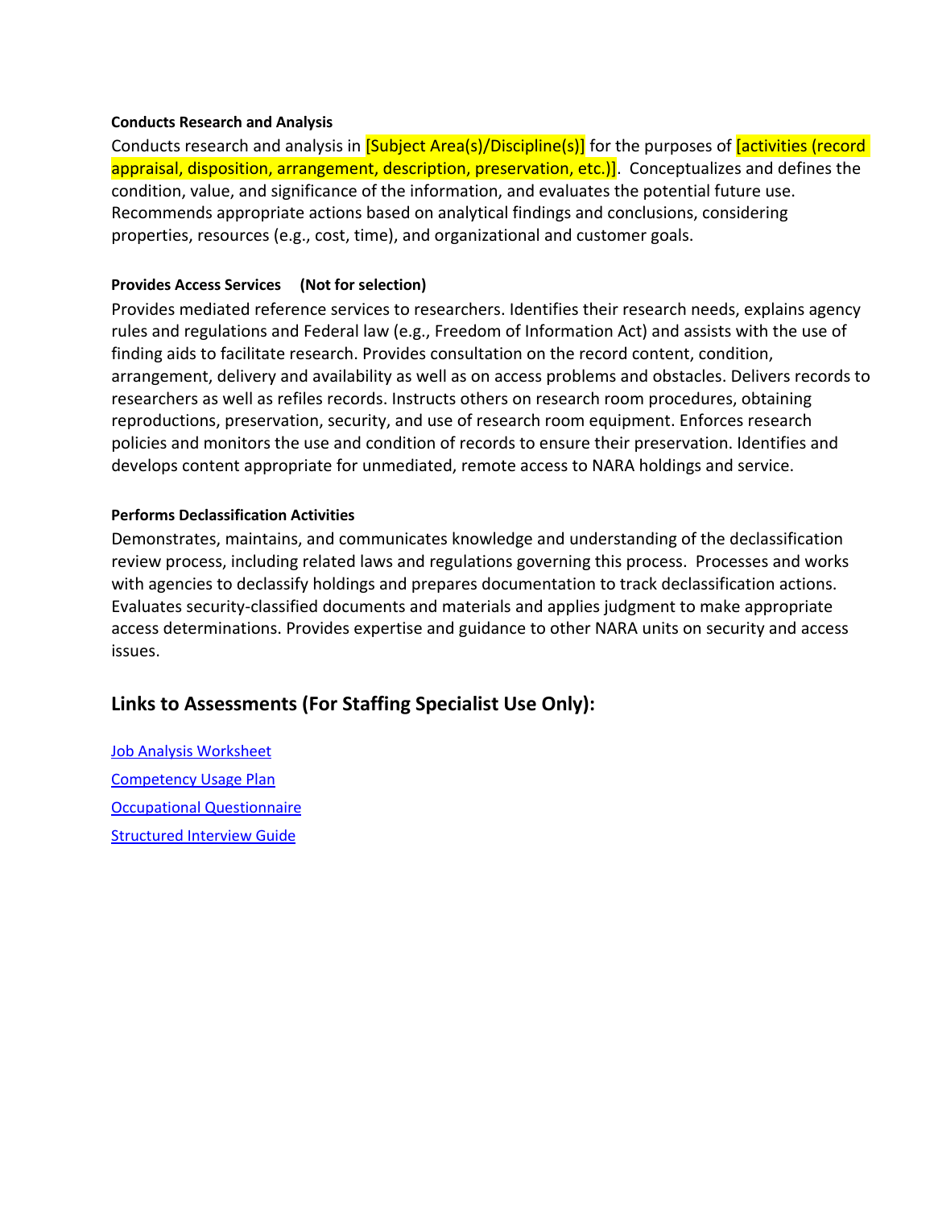**Conducts Research and Analysis**

Conducts research and analysis in [Subject Area(s)/Discipline(s)] for the purposes of [activities (record appraisal, disposition, arrangement, description, preservation, etc.)]. Conceptualizes and defines the condition, value, and significance of the information, and evaluates the potential future use. Recommends appropriate actions based on analytical findings and conclusions, considering properties, resources (e.g., cost, time), and organizational and customer goals.

**Provides Access Services (Not for selection)**

Provides mediated reference services to researchers. Identifies their research needs, explains agency rules and regulations and Federal law (e.g., Freedom of Information Act) and assists with the use of finding aids to facilitate research. Provides consultation on the record content, condition, arrangement, delivery and availability as well as on access problems and obstacles. Delivers records to researchers as well as refiles records. Instructs others on research room procedures, obtaining reproductions, preservation, security, and use of research room equipment. Enforces research policies and monitors the use and condition of records to ensure their preservation. Identifies and develops content appropriate for unmediated, remote access to NARA holdings and service.

**Performs Declassification Activities**

Demonstrates, maintains, and communicates knowledge and understanding of the declassification review process, including related laws and regulations governing this process. Processes and works with agencies to declassify holdings and prepares documentation to track declassification actions. Evaluates security-classified documents and materials and applies judgment to make appropriate access determinations. Provides expertise and guidance to other NARA units on security and access issues.

## Links to Assessments (For Staffing Specialist Use Only):

Job Analysis Worksheet

Competency Usage Plan

Occupational Questionnaire

Structured Interview Guide